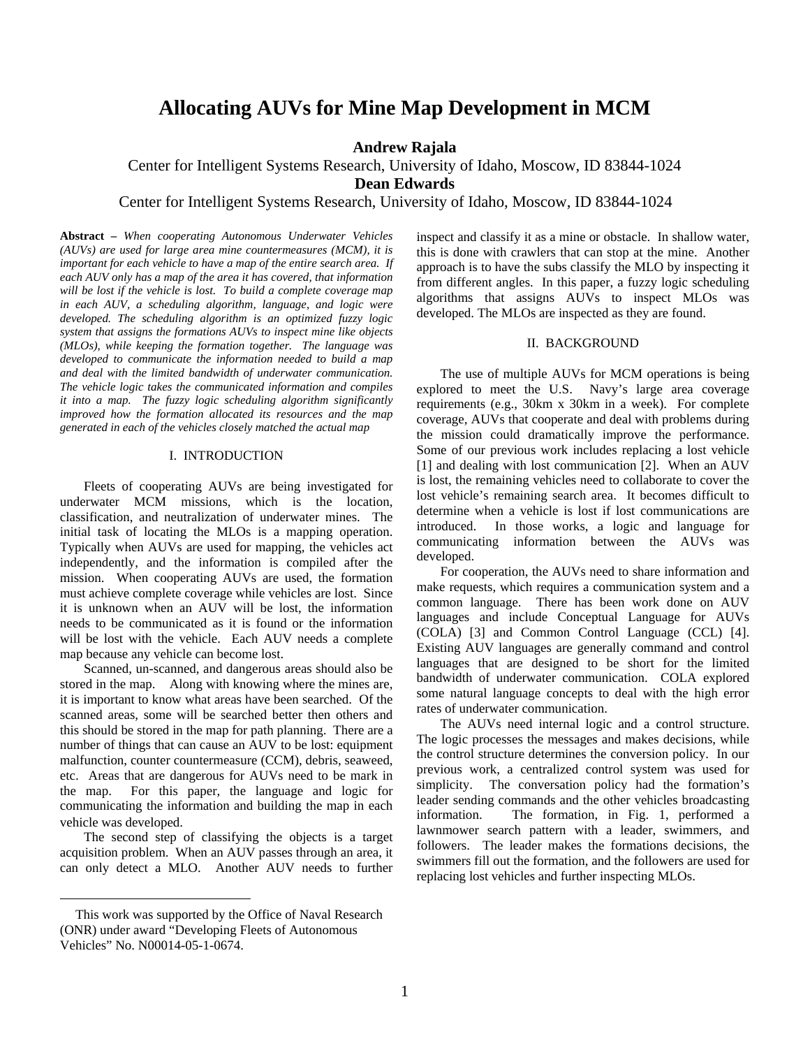# Allocating AUVs for Mine Map Development in MCM

**Andrew Rajala**

Center for Intelligent Systems Research, University of Idaho, Moscow, ID 83844-1024

**Dean Edwards**

Center for Intelligent Systems Research, University of Idaho, Moscow, ID 83844-1024

**Abstract –** *When cooperating Autonomous Underwater Vehicles (AUVs) are used for large area mine countermeasures (MCM), it is important for each vehicle to have a map of the entire search area. If each AUV only has a map of the area it has covered, that information will be lost if the vehicle is lost. To build a complete coverage map in each AUV, a scheduling algorithm, language, and logic were developed. The scheduling algorithm is an optimized fuzzy logic system that assigns the formations AUVs to inspect mine like objects (MLOs), while keeping the formation together. The language was developed to communicate the information needed to build a map and deal with the limited bandwidth of underwater communication. The vehicle logic takes the communicated information and compiles it into a map. The fuzzy logic scheduling algorithm significantly improved how the formation allocated its resources and the map generated in each of the vehicles closely matched the actual map*

## I. INTRODUCTION

Fleets of cooperating AUVs are being investigated for underwater MCM missions, which is the location, classification, and neutralization of underwater mines. The initial task of locating the MLOs is a mapping operation. Typically when AUVs are used for mapping, the vehicles act independently, and the information is compiled after the mission. When cooperating AUVs are used, the formation must achieve complete coverage while vehicles are lost. Since it is unknown when an AUV will be lost, the information needs to be communicated as it is found or the information will be lost with the vehicle. Each AUV needs a complete map because any vehicle can become lost.

Scanned, un-scanned, and dangerous areas should also be stored in the map. Along with knowing where the mines are, it is important to know what areas have been searched. Of the scanned areas, some will be searched better then others and this should be stored in the map for path planning. There are a number of things that can cause an AUV to be lost: equipment malfunction, counter countermeasure (CCM), debris, seaweed, etc. Areas that are dangerous for AUVs need to be mark in the map. For this paper, the language and logic for communicating the information and building the map in each vehicle was developed.

The second step of classifying the objects is a target acquisition problem. When an AUV passes through an area, it can only detect a MLO. Another AUV needs to further inspect and classify it as a mine or obstacle. In shallow water, this is done with crawlers that can stop at the mine. Another approach is to have the subs classify the MLO by inspecting it from different angles. In this paper, a fuzzy logic scheduling algorithms that assigns AUVs to inspect MLOs was developed. The MLOs are inspected as they are found.

## II. BACKGROUND

The use of multiple AUVs for MCM operations is being explored to meet the U.S. Navy's large area coverage requirements (e.g., 30km x 30km in a week). For complete coverage, AUVs that cooperate and deal with problems during the mission could dramatically improve the performance. Some of our previous work includes replacing a lost vehicle [1] and dealing with lost communication [2]. When an AUV is lost, the remaining vehicles need to collaborate to cover the lost vehicle's remaining search area. It becomes difficult to determine when a vehicle is lost if lost communications are introduced. In those works, a logic and language for communicating information between the AUVs was developed.

For cooperation, the AUVs need to share information and make requests, which requires a communication system and a common language. There has been work done on AUV languages and include Conceptual Language for AUVs (COLA) [3] and Common Control Language (CCL) [4]. Existing AUV languages are generally command and control languages that are designed to be short for the limited bandwidth of underwater communication. COLA explored some natural language concepts to deal with the high error rates of underwater communication.

The AUVs need internal logic and a control structure. The logic processes the messages and makes decisions, while the control structure determines the conversion policy. In our previous work, a centralized control system was used for simplicity. The conversation policy had the formation's leader sending commands and the other vehicles broadcasting information. The formation, in Fig. 1, performed a lawnmower search pattern with a leader, swimmers, and followers. The leader makes the formations decisions, the swimmers fill out the formation, and the followers are used for replacing lost vehicles and further inspecting MLOs.

This work was supported by the Office of Naval Research (ONR) under award "Developing Fleets of Autonomous Vehicles" No. N00014-05-1-0674.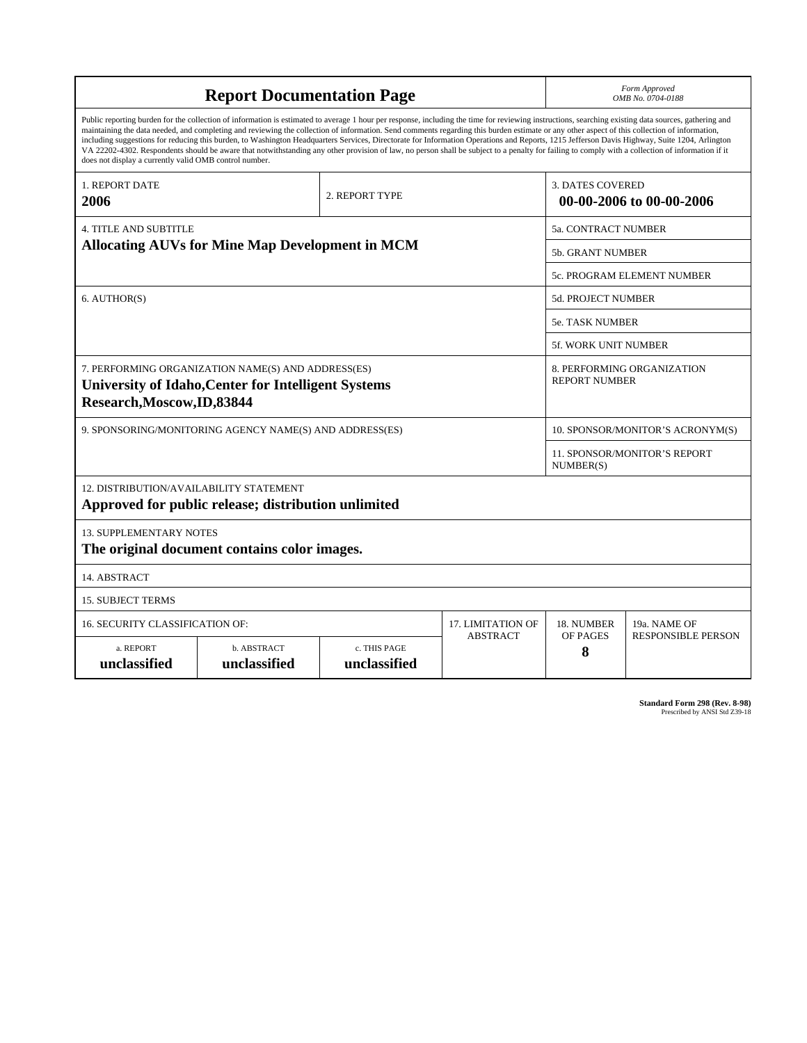# Report Documentation Page

*Form Approved*
*OMB No. 0704-0188*

Public reporting burden for the collection of information is estimated to average 1 hour per response, including the time for reviewing instructions, searching existing data sources, gathering and maintaining the data needed, and completing and reviewing the collection of information. Send comments regarding this burden estimate or any other aspect of this collection of information, including suggestions for reducing this burden, to Washington Headquarters Services, Directorate for Information Operations and Reports, 1215 Jefferson Davis Highway, Suite 1204, Arlington VA 22202-4302. Respondents should be aware that notwithstanding any other provision of law, no person shall be subject to a penalty for failing to comply with a collection of information if it does not display a currently valid OMB control number.

| | | |
|---|---|---|
| 1. REPORT DATE<br>**2006** | 2. REPORT TYPE | 3. DATES COVERED<br>**00-00-2006 to 00-00-2006** |

| | |
|---|---|
| 4. TITLE AND SUBTITLE<br>**Allocating AUVs for Mine Map Development in MCM** | 5a. CONTRACT NUMBER |
| | 5b. GRANT NUMBER |
| | 5c. PROGRAM ELEMENT NUMBER |
| 6. AUTHOR(S) | 5d. PROJECT NUMBER |
| | 5e. TASK NUMBER |
| | 5f. WORK UNIT NUMBER |
| 7. PERFORMING ORGANIZATION NAME(S) AND ADDRESS(ES)<br>**University of Idaho,Center for Intelligent Systems Research,Moscow,ID,83844** | 8. PERFORMING ORGANIZATION REPORT NUMBER |
| 9. SPONSORING/MONITORING AGENCY NAME(S) AND ADDRESS(ES) | 10. SPONSOR/MONITOR'S ACRONYM(S) |
| | 11. SPONSOR/MONITOR'S REPORT NUMBER(S) |

12. DISTRIBUTION/AVAILABILITY STATEMENT
**Approved for public release; distribution unlimited**

13. SUPPLEMENTARY NOTES
**The original document contains color images.**

14. ABSTRACT

15. SUBJECT TERMS

| 16. SECURITY CLASSIFICATION OF: | | | 17. LIMITATION OF ABSTRACT | 18. NUMBER OF PAGES | 19a. NAME OF RESPONSIBLE PERSON |
|---|---|---|---|---|---|
| a. REPORT<br>**unclassified** | b. ABSTRACT<br>**unclassified** | c. THIS PAGE<br>**unclassified** | | **8** | |

**Standard Form 298 (Rev. 8-98)**
Prescribed by ANSI Std Z39-18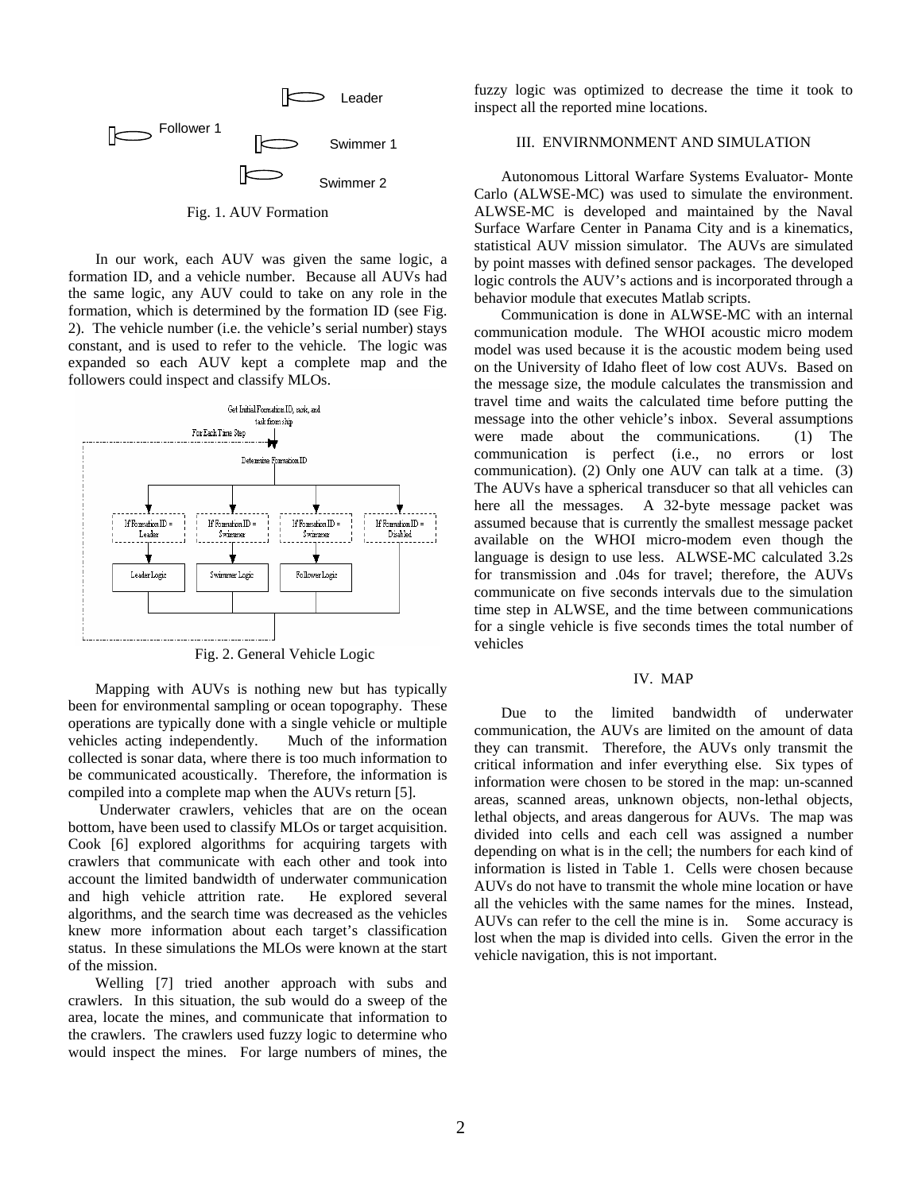Leader

Follower 1

Swimmer 1

Swimmer 2

Fig. 1. AUV Formation

In our work, each AUV was given the same logic, a formation ID, and a vehicle number. Because all AUVs had the same logic, any AUV could to take on any role in the formation, which is determined by the formation ID (see Fig. 2). The vehicle number (i.e. the vehicle's serial number) stays constant, and is used to refer to the vehicle. The logic was expanded so each AUV kept a complete map and the followers could inspect and classify MLOs.

Get Initial Formation ID, task, and task fireeship

For Each Time Step

Determine Formation ID

If Formation ID = Leader

If Formation ID = Swimmer

If Formation ID = Swimmer

If Formation ID = Disabled

Leader Logic

Swimmer Logic

Follower Logic

Fig. 2. General Vehicle Logic

Mapping with AUVs is nothing new but has typically been for environmental sampling or ocean topography. These operations are typically done with a single vehicle or multiple vehicles acting independently. Much of the information collected is sonar data, where there is too much information to be communicated acoustically. Therefore, the information is compiled into a complete map when the AUVs return [5].

Underwater crawlers, vehicles that are on the ocean bottom, have been used to classify MLOs or target acquisition. Cook [6] explored algorithms for acquiring targets with crawlers that communicate with each other and took into account the limited bandwidth of underwater communication and high vehicle attrition rate. He explored several algorithms, and the search time was decreased as the vehicles knew more information about each target's classification status. In these simulations the MLOs were known at the start of the mission.

Welling [7] tried another approach with subs and crawlers. In this situation, the sub would do a sweep of the area, locate the mines, and communicate that information to the crawlers. The crawlers used fuzzy logic to determine who would inspect the mines. For large numbers of mines, the fuzzy logic was optimized to decrease the time it took to inspect all the reported mine locations.

## III. ENVIRNMONMENT AND SIMULATION

Autonomous Littoral Warfare Systems Evaluator- Monte Carlo (ALWSE-MC) was used to simulate the environment. ALWSE-MC is developed and maintained by the Naval Surface Warfare Center in Panama City and is a kinematics, statistical AUV mission simulator. The AUVs are simulated by point masses with defined sensor packages. The developed logic controls the AUV's actions and is incorporated through a behavior module that executes Matlab scripts.

Communication is done in ALWSE-MC with an internal communication module. The WHOI acoustic micro modem model was used because it is the acoustic modem being used on the University of Idaho fleet of low cost AUVs. Based on the message size, the module calculates the transmission and travel time and waits the calculated time before putting the message into the other vehicle's inbox. Several assumptions were made about the communications. (1) The communication is perfect (i.e., no errors or lost communication). (2) Only one AUV can talk at a time. (3) The AUVs have a spherical transducer so that all vehicles can here all the messages. A 32-byte message packet was assumed because that is currently the smallest message packet available on the WHOI micro-modem even though the language is design to use less. ALWSE-MC calculated 3.2s for transmission and .04s for travel; therefore, the AUVs communicate on five seconds intervals due to the simulation time step in ALWSE, and the time between communications for a single vehicle is five seconds times the total number of vehicles

## IV. MAP

Due to the limited bandwidth of underwater communication, the AUVs are limited on the amount of data they can transmit. Therefore, the AUVs only transmit the critical information and infer everything else. Six types of information were chosen to be stored in the map: un-scanned areas, scanned areas, unknown objects, non-lethal objects, lethal objects, and areas dangerous for AUVs. The map was divided into cells and each cell was assigned a number depending on what is in the cell; the numbers for each kind of information is listed in Table 1. Cells were chosen because AUVs do not have to transmit the whole mine location or have all the vehicles with the same names for the mines. Instead, AUVs can refer to the cell the mine is in. Some accuracy is lost when the map is divided into cells. Given the error in the vehicle navigation, this is not important.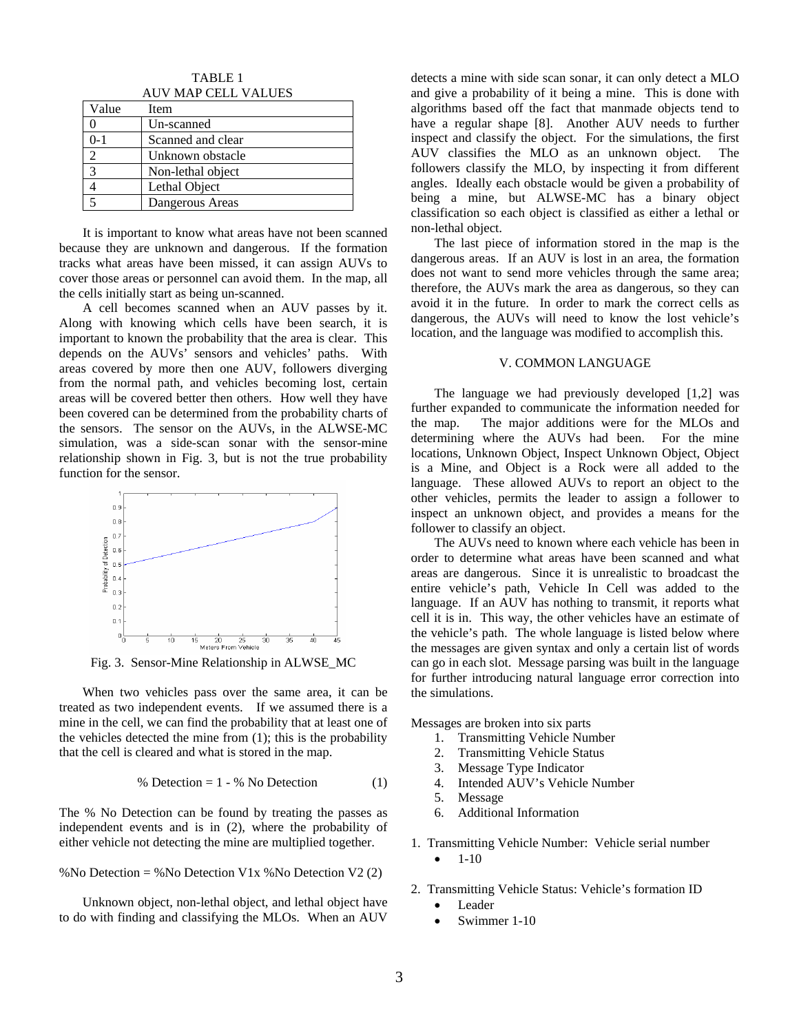TABLE 1
AUV MAP CELL VALUES

| Value | Item |
|---|---|
| 0 | Un-scanned |
| 0-1 | Scanned and clear |
| 2 | Unknown obstacle |
| 3 | Non-lethal object |
| 4 | Lethal Object |
| 5 | Dangerous Areas |

It is important to know what areas have not been scanned because they are unknown and dangerous. If the formation tracks what areas have been missed, it can assign AUVs to cover those areas or personnel can avoid them. In the map, all the cells initially start as being un-scanned.

A cell becomes scanned when an AUV passes by it. Along with knowing which cells have been search, it is important to known the probability that the area is clear. This depends on the AUVs' sensors and vehicles' paths. With areas covered by more then one AUV, followers diverging from the normal path, and vehicles becoming lost, certain areas will be covered better then others. How well they have been covered can be determined from the probability charts of the sensors. The sensor on the AUVs, in the ALWSE-MC simulation, was a side-scan sonar with the sensor-mine relationship shown in Fig. 3, but is not the true probability function for the sensor.

Probability of Detection
Meters From Vehicle
0 5 10 15 20 25 30 35 40 45
0 0.1 0.2 0.3 0.4 0.5 0.6 0.7 0.8 0.9 1

Fig. 3. Sensor-Mine Relationship in ALWSE_MC

When two vehicles pass over the same area, it can be treated as two independent events. If we assumed there is a mine in the cell, we can find the probability that at least one of the vehicles detected the mine from (1); this is the probability that the cell is cleared and what is stored in the map.

$$\%\text{ Detection} = 1 - \%\text{ No Detection} \tag{1}$$

The % No Detection can be found by treating the passes as independent events and is in (2), where the probability of either vehicle not detecting the mine are multiplied together.

$$\%\text{No Detection} = \%\text{No Detection V1} \times \%\text{No Detection V2} \tag{2}$$

Unknown object, non-lethal object, and lethal object have to do with finding and classifying the MLOs. When an AUV detects a mine with side scan sonar, it can only detect a MLO and give a probability of it being a mine. This is done with algorithms based off the fact that manmade objects tend to have a regular shape [8]. Another AUV needs to further inspect and classify the object. For the simulations, the first AUV classifies the MLO as an unknown object. The followers classify the MLO, by inspecting it from different angles. Ideally each obstacle would be given a probability of being a mine, but ALWSE-MC has a binary object classification so each object is classified as either a lethal or non-lethal object.

The last piece of information stored in the map is the dangerous areas. If an AUV is lost in an area, the formation does not want to send more vehicles through the same area; therefore, the AUVs mark the area as dangerous, so they can avoid it in the future. In order to mark the correct cells as dangerous, the AUVs will need to know the lost vehicle's location, and the language was modified to accomplish this.

## V. COMMON LANGUAGE

The language we had previously developed [1,2] was further expanded to communicate the information needed for the map. The major additions were for the MLOs and determining where the AUVs had been. For the mine locations, Unknown Object, Inspect Unknown Object, Object is a Mine, and Object is a Rock were all added to the language. These allowed AUVs to report an object to the other vehicles, permits the leader to assign a follower to inspect an unknown object, and provides a means for the follower to classify an object.

The AUVs need to known where each vehicle has been in order to determine what areas have been scanned and what areas are dangerous. Since it is unrealistic to broadcast the entire vehicle's path, Vehicle In Cell was added to the language. If an AUV has nothing to transmit, it reports what cell it is in. This way, the other vehicles have an estimate of the vehicle's path. The whole language is listed below where the messages are given syntax and only a certain list of words can go in each slot. Message parsing was built in the language for further introducing natural language error correction into the simulations.

Messages are broken into six parts

1. Transmitting Vehicle Number
2. Transmitting Vehicle Status
3. Message Type Indicator
4. Intended AUV's Vehicle Number
5. Message
6. Additional Information

1. Transmitting Vehicle Number: Vehicle serial number
   - 1-10

2. Transmitting Vehicle Status: Vehicle's formation ID
   - Leader
   - Swimmer 1-10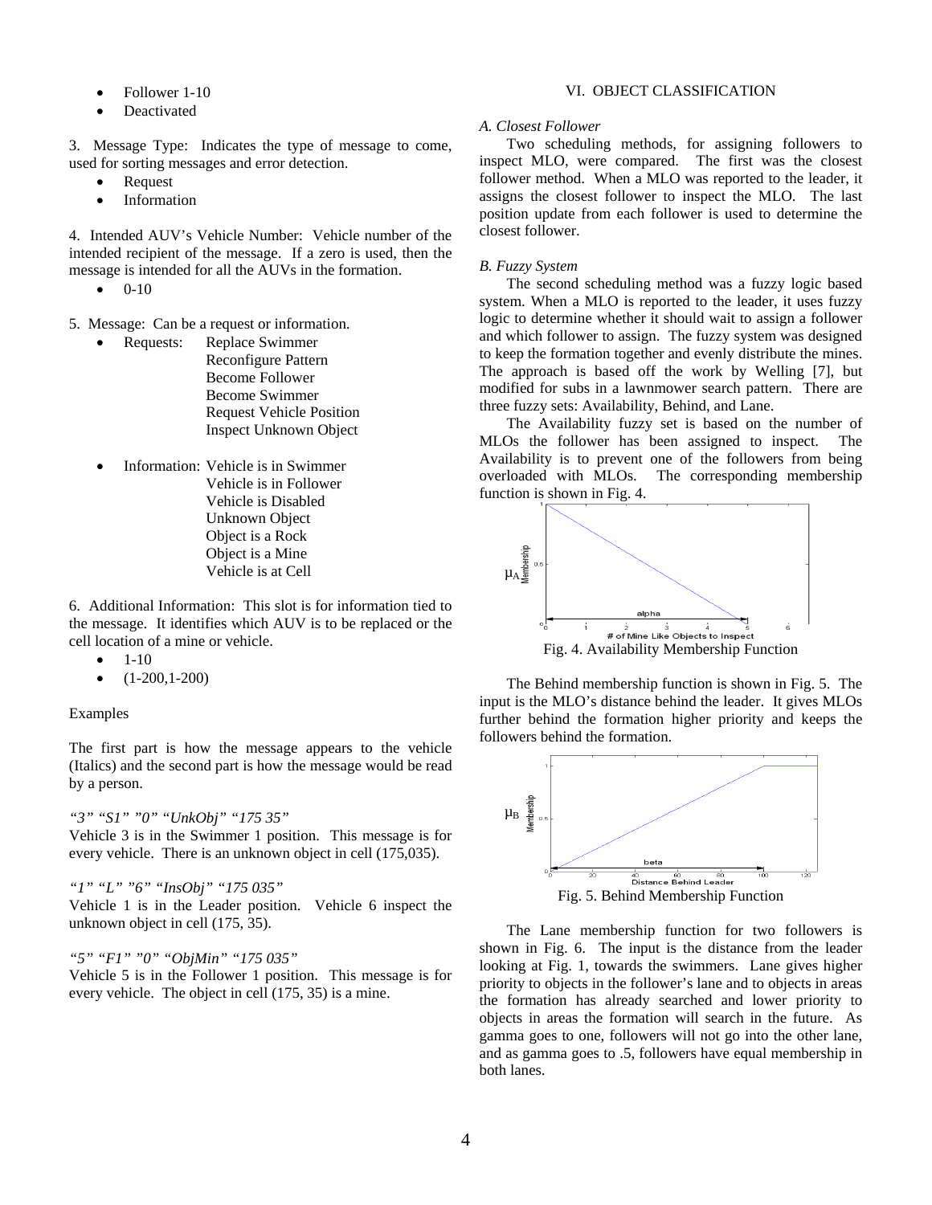- Follower 1-10
- Deactivated

3. Message Type: Indicates the type of message to come, used for sorting messages and error detection.
   - Request
   - Information

4. Intended AUV's Vehicle Number: Vehicle number of the intended recipient of the message. If a zero is used, then the message is intended for all the AUVs in the formation.
   - 0-10

5. Message: Can be a request or information.
   - Requests: Replace Swimmer
     Reconfigure Pattern
     Become Follower
     Become Swimmer
     Request Vehicle Position
     Inspect Unknown Object
   - Information: Vehicle is in Swimmer
     Vehicle is in Follower
     Vehicle is Disabled
     Unknown Object
     Object is a Rock
     Object is a Mine
     Vehicle is at Cell

6. Additional Information: This slot is for information tied to the message. It identifies which AUV is to be replaced or the cell location of a mine or vehicle.
   - 1-10
   - (1-200,1-200)

Examples

The first part is how the message appears to the vehicle (Italics) and the second part is how the message would be read by a person.

*"3" "S1" "0" "UnkObj" "175 35"*
Vehicle 3 is in the Swimmer 1 position. This message is for every vehicle. There is an unknown object in cell (175,035).

*"1" "L" "6" "InsObj" "175 035"*
Vehicle 1 is in the Leader position. Vehicle 6 inspect the unknown object in cell (175, 35).

*"5" "F1" "0" "ObjMin" "175 035"*
Vehicle 5 is in the Follower 1 position. This message is for every vehicle. The object in cell (175, 35) is a mine.

## VI. OBJECT CLASSIFICATION

### *A. Closest Follower*

Two scheduling methods, for assigning followers to inspect MLO, were compared. The first was the closest follower method. When a MLO was reported to the leader, it assigns the closest follower to inspect the MLO. The last position update from each follower is used to determine the closest follower.

### *B. Fuzzy System*

The second scheduling method was a fuzzy logic based system. When a MLO is reported to the leader, it uses fuzzy logic to determine whether it should wait to assign a follower and which follower to assign. The fuzzy system was designed to keep the formation together and evenly distribute the mines. The approach is based off the work by Welling [7], but modified for subs in a lawnmower search pattern. There are three fuzzy sets: Availability, Behind, and Lane.

The Availability fuzzy set is based on the number of MLOs the follower has been assigned to inspect. The Availability is to prevent one of the followers from being overloaded with MLOs. The corresponding membership function is shown in Fig. 4.

$\mu_A$
Membership
alpha
# of Mine Like Objects to Inspect

Fig. 4. Availability Membership Function

The Behind membership function is shown in Fig. 5. The input is the MLO's distance behind the leader. It gives MLOs further behind the formation higher priority and keeps the followers behind the formation.

$\mu_B$
Membership
beta
Distance Behind Leader

Fig. 5. Behind Membership Function

The Lane membership function for two followers is shown in Fig. 6. The input is the distance from the leader looking at Fig. 1, towards the swimmers. Lane gives higher priority to objects in the follower's lane and to objects in areas the formation has already searched and lower priority to objects in areas the formation will search in the future. As gamma goes to one, followers will not go into the other lane, and as gamma goes to .5, followers have equal membership in both lanes.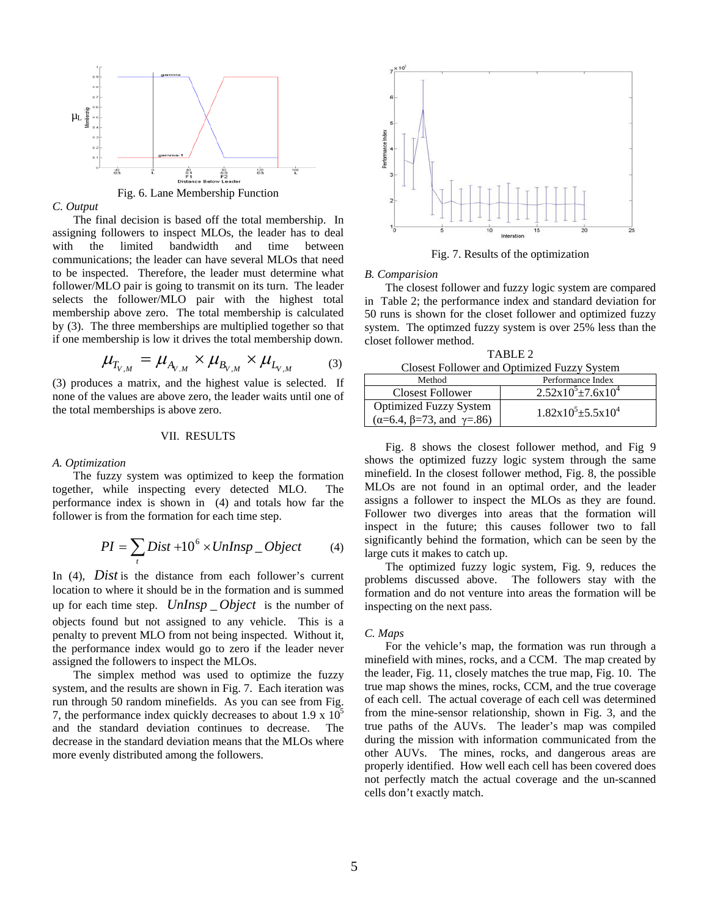$\mu_L$

Membership

1
0.9
0.8
0.7
0.6
0.5
0.4
0.3
0.2
0.1
0

gamma

gamma-1

-40 S3
0 L
40 S1 F1
80 S2 F2
120 S3
160 L

Distance Below Leader

Fig. 6. Lane Membership Function

### C. Output

The final decision is based off the total membership. In assigning followers to inspect MLOs, the leader has to deal with the limited bandwidth and time between communications; the leader can have several MLOs that need to be inspected. Therefore, the leader must determine what follower/MLO pair is going to transmit on its turn. The leader selects the follower/MLO pair with the highest total membership above zero. The total membership is calculated by (3). The three memberships are multiplied together so that if one membership is low it drives the total membership down.

$$\mu_{T_{V,M}} = \mu_{A_{V,M}} \times \mu_{B_{V,M}} \times \mu_{L_{V,M}} \tag{3}$$

(3) produces a matrix, and the highest value is selected. If none of the values are above zero, the leader waits until one of the total memberships is above zero.

## VII. RESULTS

### A. Optimization

The fuzzy system was optimized to keep the formation together, while inspecting every detected MLO. The performance index is shown in (4) and totals how far the follower is from the formation for each time step.

$$PI = \sum_t Dist + 10^6 \times UnInsp\_Object \tag{4}$$

In (4), $Dist$ is the distance from each follower's current location to where it should be in the formation and is summed up for each time step. $UnInsp\_Object$ is the number of objects found but not assigned to any vehicle. This is a penalty to prevent MLO from not being inspected. Without it, the performance index would go to zero if the leader never assigned the followers to inspect the MLOs.

The simplex method was used to optimize the fuzzy system, and the results are shown in Fig. 7. Each iteration was run through 50 random minefields. As you can see from Fig. 7, the performance index quickly decreases to about 1.9 x $10^5$ and the standard deviation continues to decrease. The decrease in the standard deviation means that the MLOs where more evenly distributed among the followers.

x $10^5$

Performance Index

7
6
5
4
3
2
1

0
5
10
15
20
25

Interation

Fig. 7. Results of the optimization

### B. Comparision

The closest follower and fuzzy logic system are compared in Table 2; the performance index and standard deviation for 50 runs is shown for the closet follower and optimized fuzzy system. The optimzed fuzzy system is over 25% less than the closet follower method.

TABLE 2
Closest Follower and Optimized Fuzzy System

| Method | Performance Index |
|---|---|
| Closest Follower | $2.52\text{x}10^5 \pm 7.6\text{x}10^4$ |
| Optimized Fuzzy System ($\alpha$=6.4, $\beta$=73, and $\gamma$=.86) | $1.82\text{x}10^5 \pm 5.5\text{x}10^4$ |

Fig. 8 shows the closest follower method, and Fig 9 shows the optimized fuzzy logic system through the same minefield. In the closest follower method, Fig. 8, the possible MLOs are not found in an optimal order, and the leader assigns a follower to inspect the MLOs as they are found. Follower two diverges into areas that the formation will inspect in the future; this causes follower two to fall significantly behind the formation, which can be seen by the large cuts it makes to catch up.

The optimized fuzzy logic system, Fig. 9, reduces the problems discussed above. The followers stay with the formation and do not venture into areas the formation will be inspecting on the next pass.

### C. Maps

For the vehicle's map, the formation was run through a minefield with mines, rocks, and a CCM. The map created by the leader, Fig. 11, closely matches the true map, Fig. 10. The true map shows the mines, rocks, CCM, and the true coverage of each cell. The actual coverage of each cell was determined from the mine-sensor relationship, shown in Fig. 3, and the true paths of the AUVs. The leader's map was compiled during the mission with information communicated from the other AUVs. The mines, rocks, and dangerous areas are properly identified. How well each cell has been covered does not perfectly match the actual coverage and the un-scanned cells don't exactly match.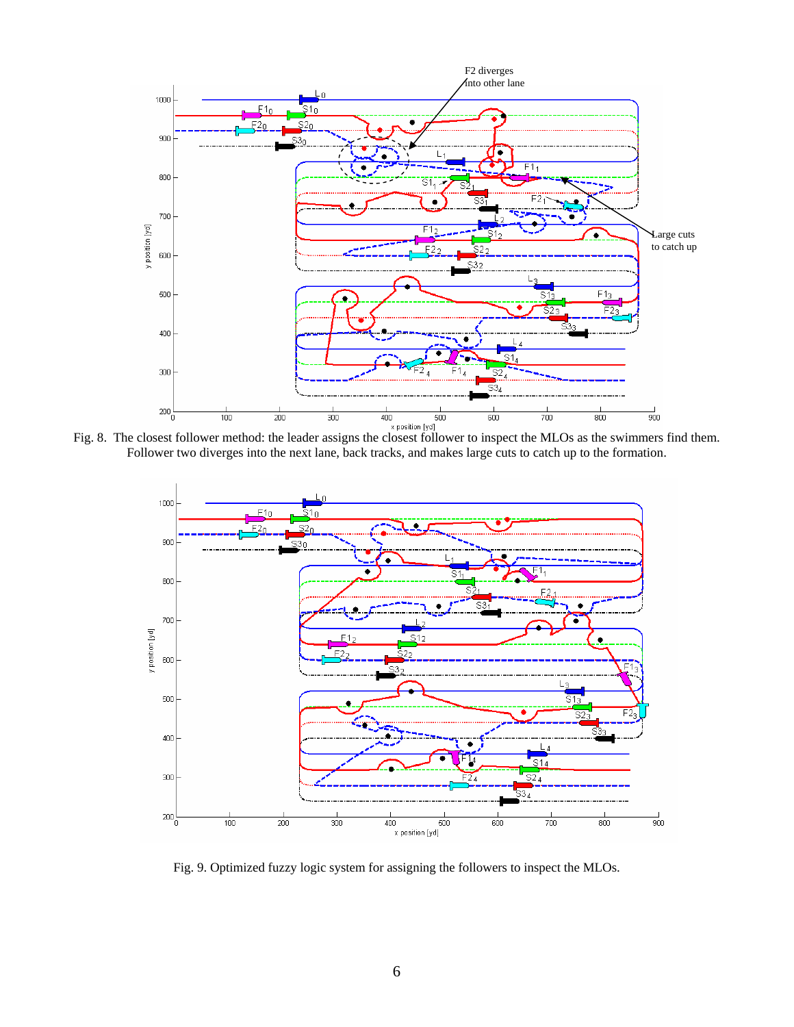F2 diverges into other lane

Large cuts to catch up

1000

900

800

700

600

500

400

300

200

0 100 200 300 400 500 600 700 800 900

x position [yd]

y position [yd]

Fig. 8. The closest follower method: the leader assigns the closest follower to inspect the MLOs as the swimmers find them. Follower two diverges into the next lane, back tracks, and makes large cuts to catch up to the formation.

1000

900

800

700

600

500

400

300

200

0 100 200 300 400 500 600 700 800 900

x position [yd]

y position [yd]

Fig. 9. Optimized fuzzy logic system for assigning the followers to inspect the MLOs.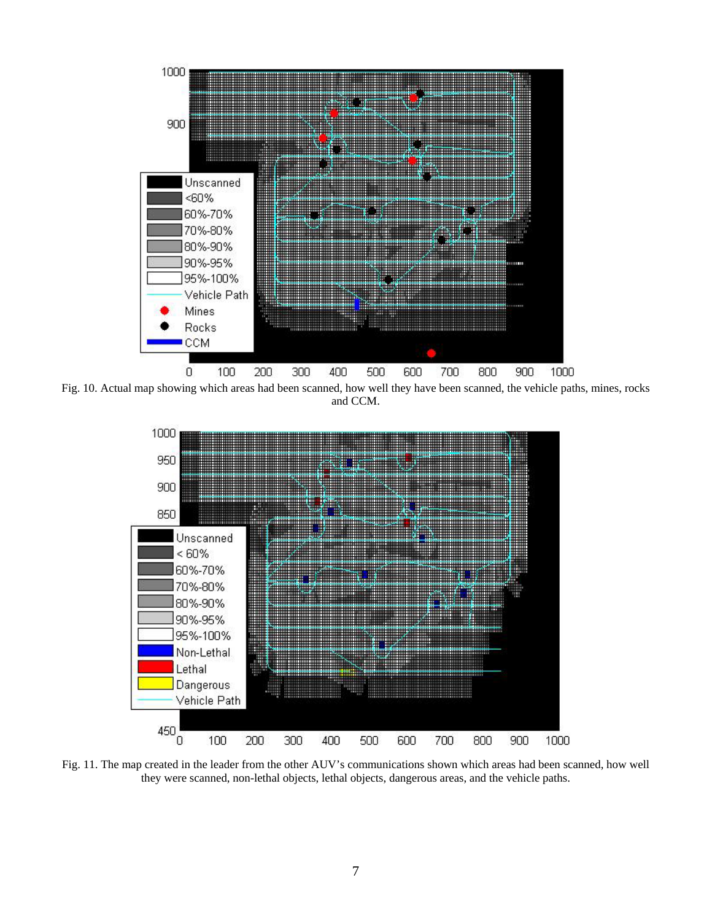1000

900

Unscanned
<60%
60%-70%
70%-80%
80%-90%
90%-95%
95%-100%
Vehicle Path
Mines
Rocks
CCM

0 100 200 300 400 500 600 700 800 900 1000

Fig. 10. Actual map showing which areas had been scanned, how well they have been scanned, the vehicle paths, mines, rocks and CCM.

1000
950
900
850

Unscanned
< 60%
60%-70%
70%-80%
80%-90%
90%-95%
95%-100%
Non-Lethal
Lethal
Dangerous
Vehicle Path

450 0 100 200 300 400 500 600 700 800 900 1000

Fig. 11. The map created in the leader from the other AUV's communications shown which areas had been scanned, how well they were scanned, non-lethal objects, lethal objects, dangerous areas, and the vehicle paths.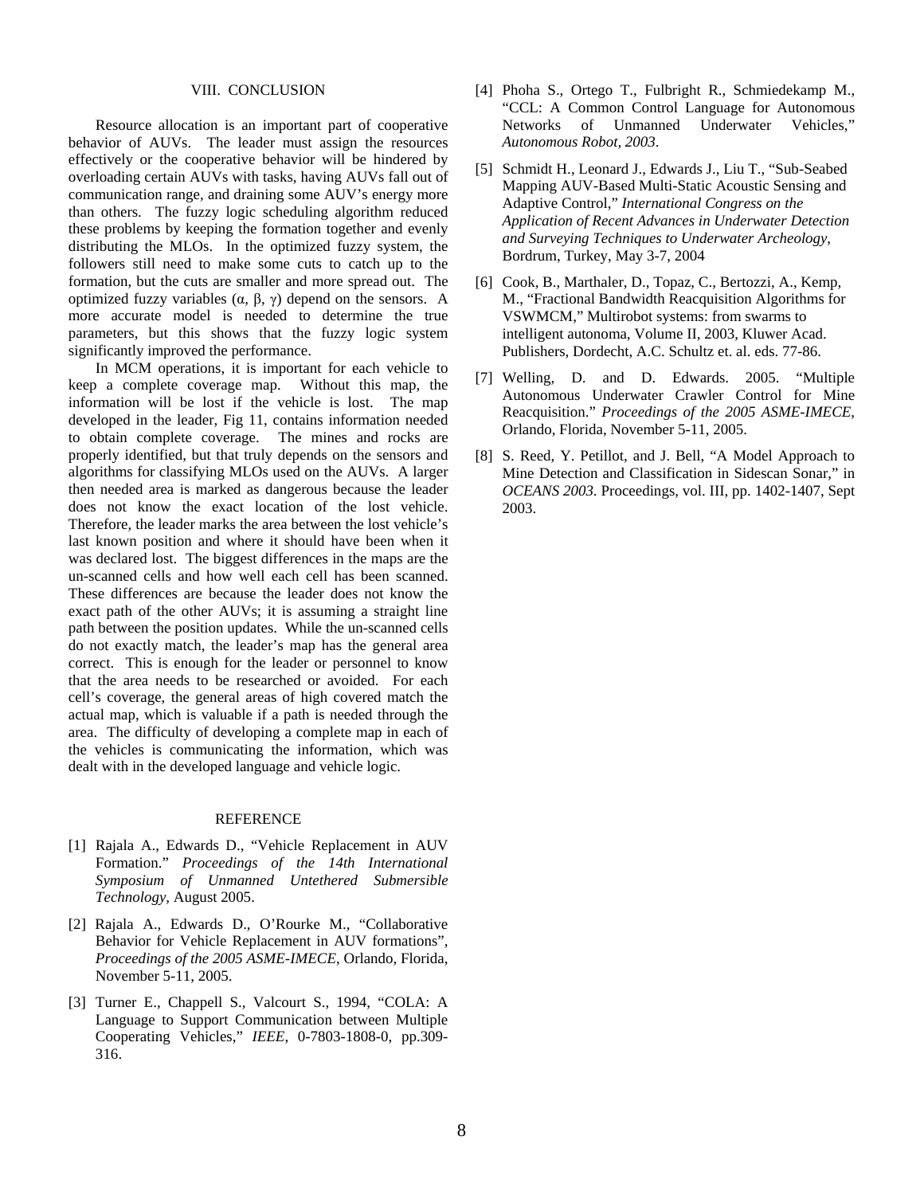## VIII. CONCLUSION

Resource allocation is an important part of cooperative behavior of AUVs. The leader must assign the resources effectively or the cooperative behavior will be hindered by overloading certain AUVs with tasks, having AUVs fall out of communication range, and draining some AUV's energy more than others. The fuzzy logic scheduling algorithm reduced these problems by keeping the formation together and evenly distributing the MLOs. In the optimized fuzzy system, the followers still need to make some cuts to catch up to the formation, but the cuts are smaller and more spread out. The optimized fuzzy variables ($\alpha$, $\beta$, $\gamma$) depend on the sensors. A more accurate model is needed to determine the true parameters, but this shows that the fuzzy logic system significantly improved the performance.

In MCM operations, it is important for each vehicle to keep a complete coverage map. Without this map, the information will be lost if the vehicle is lost. The map developed in the leader, Fig 11, contains information needed to obtain complete coverage. The mines and rocks are properly identified, but that truly depends on the sensors and algorithms for classifying MLOs used on the AUVs. A larger then needed area is marked as dangerous because the leader does not know the exact location of the lost vehicle. Therefore, the leader marks the area between the lost vehicle's last known position and where it should have been when it was declared lost. The biggest differences in the maps are the un-scanned cells and how well each cell has been scanned. These differences are because the leader does not know the exact path of the other AUVs; it is assuming a straight line path between the position updates. While the un-scanned cells do not exactly match, the leader's map has the general area correct. This is enough for the leader or personnel to know that the area needs to be researched or avoided. For each cell's coverage, the general areas of high covered match the actual map, which is valuable if a path is needed through the area. The difficulty of developing a complete map in each of the vehicles is communicating the information, which was dealt with in the developed language and vehicle logic.

## REFERENCE

[1] Rajala A., Edwards D., "Vehicle Replacement in AUV Formation." *Proceedings of the 14th International Symposium of Unmanned Untethered Submersible Technology*, August 2005.

[2] Rajala A., Edwards D., O'Rourke M., "Collaborative Behavior for Vehicle Replacement in AUV formations", *Proceedings of the 2005 ASME-IMECE*, Orlando, Florida, November 5-11, 2005.

[3] Turner E., Chappell S., Valcourt S., 1994, "COLA: A Language to Support Communication between Multiple Cooperating Vehicles," *IEEE*, 0-7803-1808-0, pp.309-316.

[4] Phoha S., Ortego T., Fulbright R., Schmiedekamp M., "CCL: A Common Control Language for Autonomous Networks of Unmanned Underwater Vehicles," *Autonomous Robot, 2003*.

[5] Schmidt H., Leonard J., Edwards J., Liu T., "Sub-Seabed Mapping AUV-Based Multi-Static Acoustic Sensing and Adaptive Control," *International Congress on the Application of Recent Advances in Underwater Detection and Surveying Techniques to Underwater Archeology*, Bordrum, Turkey, May 3-7, 2004

[6] Cook, B., Marthaler, D., Topaz, C., Bertozzi, A., Kemp, M., "Fractional Bandwidth Reacquisition Algorithms for VSWMCM," Multirobot systems: from swarms to intelligent autonoma, Volume II, 2003, Kluwer Acad. Publishers, Dordecht, A.C. Schultz et. al. eds. 77-86.

[7] Welling, D. and D. Edwards. 2005. "Multiple Autonomous Underwater Crawler Control for Mine Reacquisition." *Proceedings of the 2005 ASME-IMECE*, Orlando, Florida, November 5-11, 2005.

[8] S. Reed, Y. Petillot, and J. Bell, "A Model Approach to Mine Detection and Classification in Sidescan Sonar," in *OCEANS 2003*. Proceedings, vol. III, pp. 1402-1407, Sept 2003.